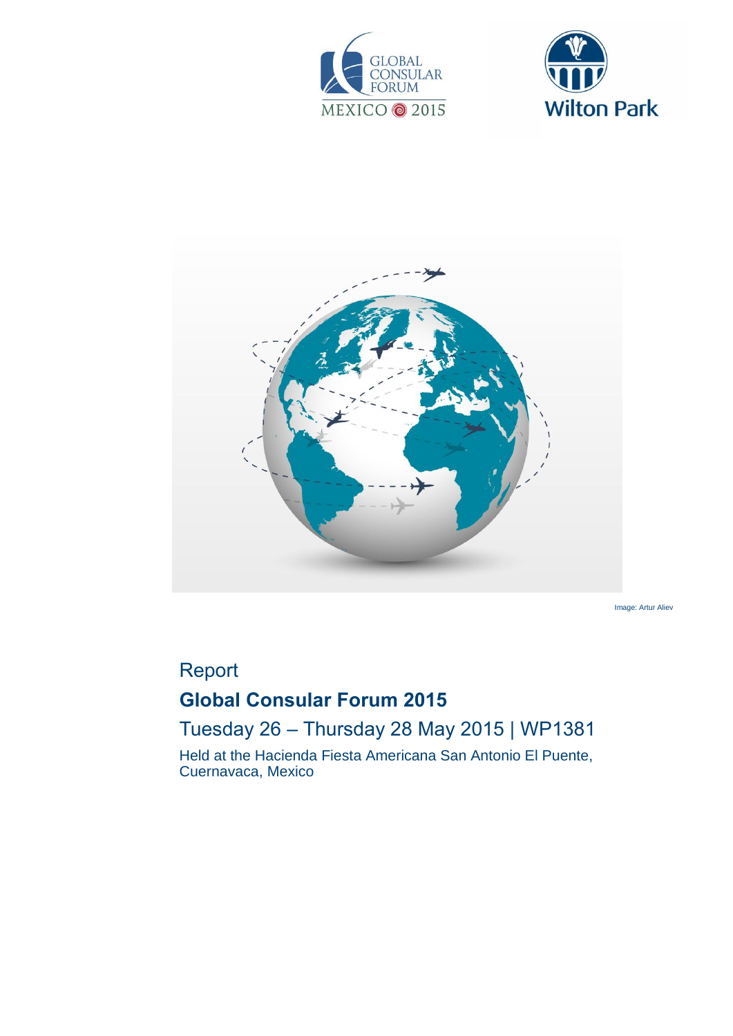Image: Artur Aliev

Report

# Global Consultar Forum 2015

Tuesday 26 – Thursday 28 May 2015 | WP1381

Held at the Hacienda Fiesta Americana San Antonio El Puente, Cuernavaca, Mexico

Image: Artur Aliev

Report

# Global Consular Forum 2015

Tuesday 26 – Thursday 28 May 2015 | WP1381

Held at the Hacienda Fiesta Americana San Antonio El Puente, Cuernavaca, Mexico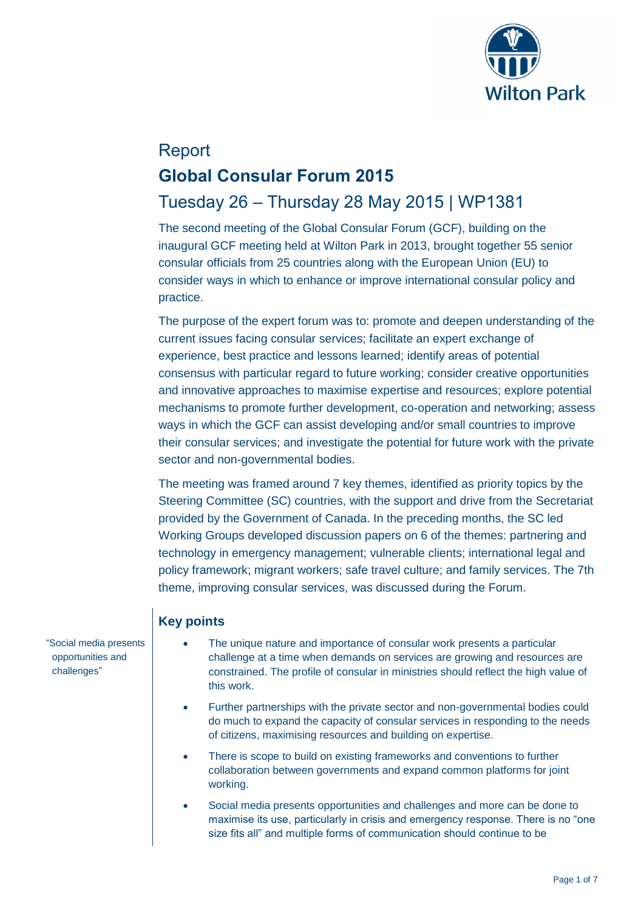Report

# Global Consular Forum 2015

## Tuesday 26 – Thursday 28 May 2015 | WP1381

The second meeting of the Global Consular Forum (GCF), building on the inaugural GCF meeting held at Wilton Park in 2013, brought together 55 senior consular officials from 25 countries along with the European Union (EU) to consider ways in which to enhance or improve international consular policy and practice.

The purpose of the expert forum was to: promote and deepen understanding of the current issues facing consular services; facilitate an expert exchange of experience, best practice and lessons learned; identify areas of potential consensus with particular regard to future working; consider creative opportunities and innovative approaches to maximise expertise and resources; explore potential mechanisms to promote further development, co-operation and networking; assess ways in which the GCF can assist developing and/or small countries to improve their consular services; and investigate the potential for future work with the private sector and non-governmental bodies.

The meeting was framed around 7 key themes, identified as priority topics by the Steering Committee (SC) countries, with the support and drive from the Secretariat provided by the Government of Canada. In the preceding months, the SC led Working Groups developed discussion papers on 6 of the themes: partnering and technology in emergency management; vulnerable clients; international legal and policy framework; migrant workers; safe travel culture; and family services. The 7th theme, improving consular services, was discussed during the Forum.

### Key points

"Social media presents opportunities and challenges"

- The unique nature and importance of consular work presents a particular challenge at a time when demands on services are growing and resources are constrained. The profile of consular in ministries should reflect the high value of this work.
- Further partnerships with the private sector and non-governmental bodies could do much to expand the capacity of consular services in responding to the needs of citizens, maximising resources and building on expertise.
- There is scope to build on existing frameworks and conventions to further collaboration between governments and expand common platforms for joint working.
- Social media presents opportunities and challenges and more can be done to maximise its use, particularly in crisis and emergency response. There is no "one size fits all" and multiple forms of communication should continue to be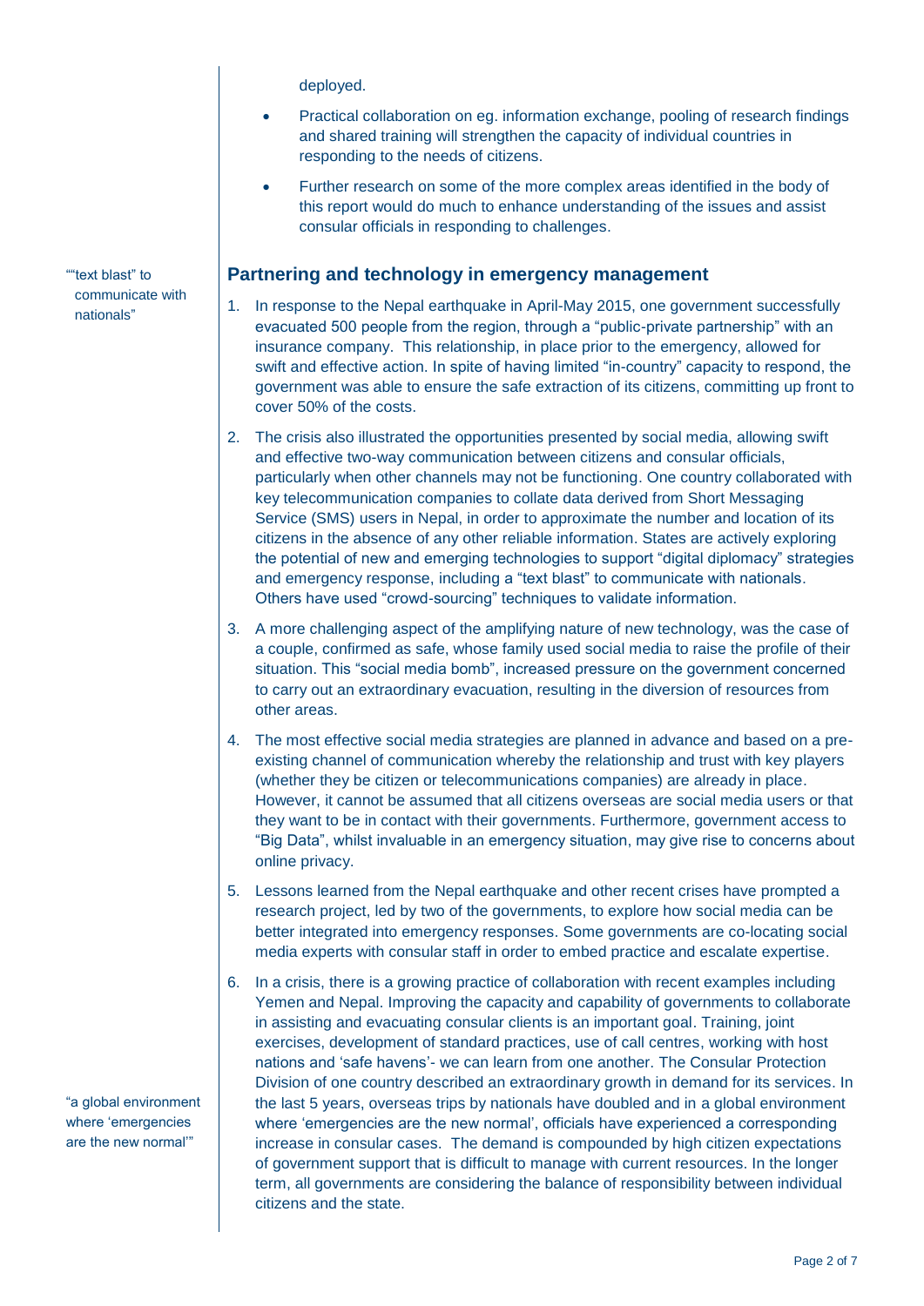deployed.

- Practical collaboration on eg. information exchange, pooling of research findings and shared training will strengthen the capacity of individual countries in responding to the needs of citizens.
- Further research on some of the more complex areas identified in the body of this report would do much to enhance understanding of the issues and assist consular officials in responding to challenges.

""text blast" to communicate with nationals"

## Partnering and technology in emergency management

1. In response to the Nepal earthquake in April-May 2015, one government successfully evacuated 500 people from the region, through a "public-private partnership" with an insurance company. This relationship, in place prior to the emergency, allowed for swift and effective action. In spite of having limited "in-country" capacity to respond, the government was able to ensure the safe extraction of its citizens, committing up front to cover 50% of the costs.

2. The crisis also illustrated the opportunities presented by social media, allowing swift and effective two-way communication between citizens and consular officials, particularly when other channels may not be functioning. One country collaborated with key telecommunication companies to collate data derived from Short Messaging Service (SMS) users in Nepal, in order to approximate the number and location of its citizens in the absence of any other reliable information. States are actively exploring the potential of new and emerging technologies to support "digital diplomacy" strategies and emergency response, including a "text blast" to communicate with nationals. Others have used "crowd-sourcing" techniques to validate information.

3. A more challenging aspect of the amplifying nature of new technology, was the case of a couple, confirmed as safe, whose family used social media to raise the profile of their situation. This "social media bomb", increased pressure on the government concerned to carry out an extraordinary evacuation, resulting in the diversion of resources from other areas.

4. The most effective social media strategies are planned in advance and based on a pre-existing channel of communication whereby the relationship and trust with key players (whether they be citizen or telecommunications companies) are already in place. However, it cannot be assumed that all citizens overseas are social media users or that they want to be in contact with their governments. Furthermore, government access to "Big Data", whilst invaluable in an emergency situation, may give rise to concerns about online privacy.

5. Lessons learned from the Nepal earthquake and other recent crises have prompted a research project, led by two of the governments, to explore how social media can be better integrated into emergency responses. Some governments are co-locating social media experts with consular staff in order to embed practice and escalate expertise.

6. In a crisis, there is a growing practice of collaboration with recent examples including Yemen and Nepal. Improving the capacity and capability of governments to collaborate in assisting and evacuating consular clients is an important goal. Training, joint exercises, development of standard practices, use of call centres, working with host nations and 'safe havens'- we can learn from one another. The Consular Protection Division of one country described an extraordinary growth in demand for its services. In the last 5 years, overseas trips by nationals have doubled and in a global environment where 'emergencies are the new normal', officials have experienced a corresponding increase in consular cases. The demand is compounded by high citizen expectations of government support that is difficult to manage with current resources. In the longer term, all governments are considering the balance of responsibility between individual citizens and the state.

"a global environment where 'emergencies are the new normal'"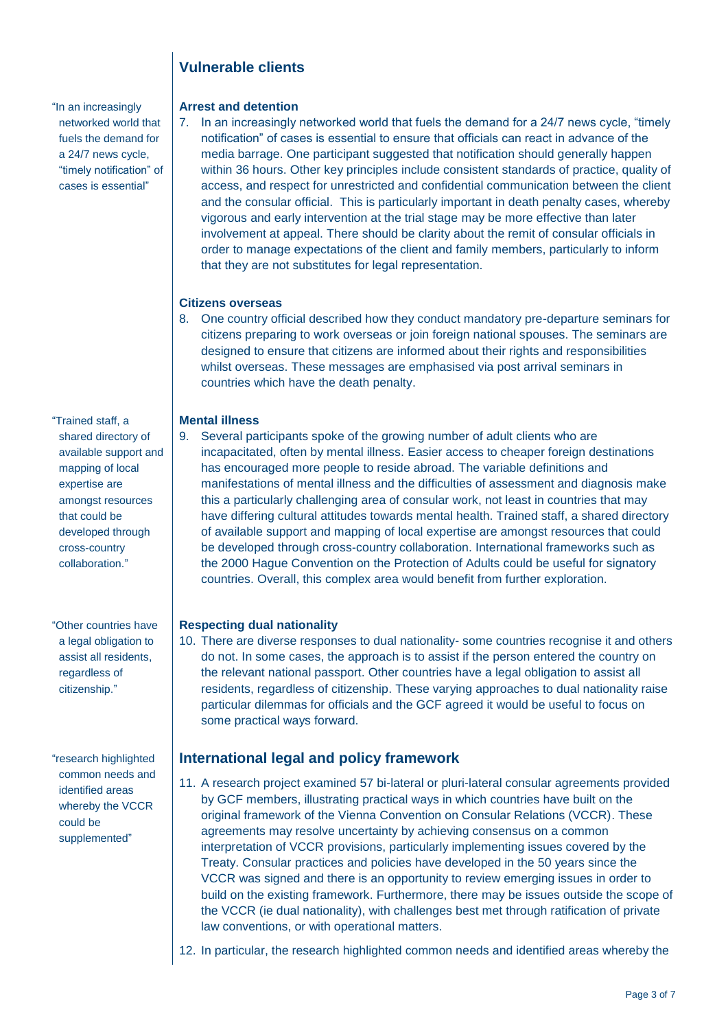## Vulnerable clients

> "In an increasingly networked world that fuels the demand for a 24/7 news cycle, "timely notification" of cases is essential"

### Arrest and detention

7. In an increasingly networked world that fuels the demand for a 24/7 news cycle, "timely notification" of cases is essential to ensure that officials can react in advance of the media barrage. One participant suggested that notification should generally happen within 36 hours. Other key principles include consistent standards of practice, quality of access, and respect for unrestricted and confidential communication between the client and the consular official. This is particularly important in death penalty cases, whereby vigorous and early intervention at the trial stage may be more effective than later involvement at appeal. There should be clarity about the remit of consular officials in order to manage expectations of the client and family members, particularly to inform that they are not substitutes for legal representation.

### Citizens overseas

8. One country official described how they conduct mandatory pre-departure seminars for citizens preparing to work overseas or join foreign national spouses. The seminars are designed to ensure that citizens are informed about their rights and responsibilities whilst overseas. These messages are emphasised via post arrival seminars in countries which have the death penalty.

> "Trained staff, a shared directory of available support and mapping of local expertise are amongst resources that could be developed through cross-country collaboration."

### Mental illness

9. Several participants spoke of the growing number of adult clients who are incapacitated, often by mental illness. Easier access to cheaper foreign destinations has encouraged more people to reside abroad. The variable definitions and manifestations of mental illness and the difficulties of assessment and diagnosis make this a particularly challenging area of consular work, not least in countries that may have differing cultural attitudes towards mental health. Trained staff, a shared directory of available support and mapping of local expertise are amongst resources that could be developed through cross-country collaboration. International frameworks such as the 2000 Hague Convention on the Protection of Adults could be useful for signatory countries. Overall, this complex area would benefit from further exploration.

> "Other countries have a legal obligation to assist all residents, regardless of citizenship."

### Respecting dual nationality

10. There are diverse responses to dual nationality- some countries recognise it and others do not. In some cases, the approach is to assist if the person entered the country on the relevant national passport. Other countries have a legal obligation to assist all residents, regardless of citizenship. These varying approaches to dual nationality raise particular dilemmas for officials and the GCF agreed it would be useful to focus on some practical ways forward.

## International legal and policy framework

> "research highlighted common needs and identified areas whereby the VCCR could be supplemented"

11. A research project examined 57 bi-lateral or pluri-lateral consular agreements provided by GCF members, illustrating practical ways in which countries have built on the original framework of the Vienna Convention on Consular Relations (VCCR). These agreements may resolve uncertainty by achieving consensus on a common interpretation of VCCR provisions, particularly implementing issues covered by the Treaty. Consular practices and policies have developed in the 50 years since the VCCR was signed and there is an opportunity to review emerging issues in order to build on the existing framework. Furthermore, there may be issues outside the scope of the VCCR (ie dual nationality), with challenges best met through ratification of private law conventions, or with operational matters.

12. In particular, the research highlighted common needs and identified areas whereby the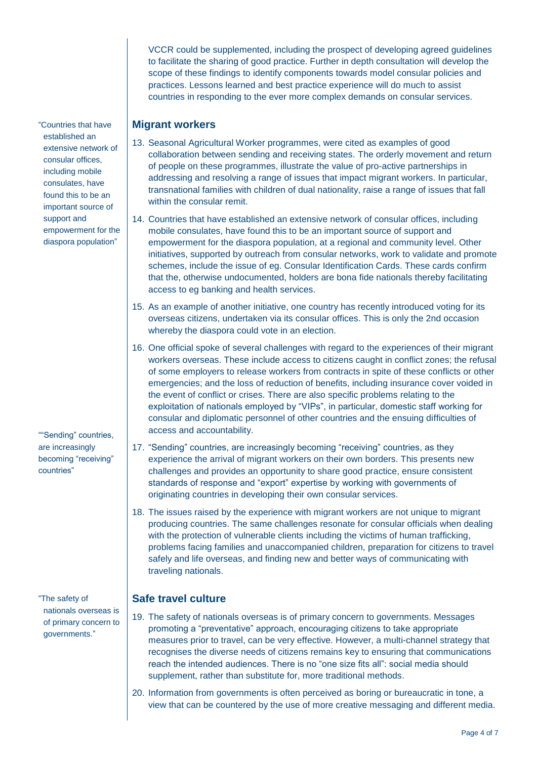VCCR could be supplemented, including the prospect of developing agreed guidelines to facilitate the sharing of good practice. Further in depth consultation will develop the scope of these findings to identify components towards model consular policies and practices. Lessons learned and best practice experience will do much to assist countries in responding to the ever more complex demands on consular services.

## Migrant workers

"Countries that have established an extensive network of consular offices, including mobile consulates, have found this to be an important source of support and empowerment for the diaspora population"

13. Seasonal Agricultural Worker programmes, were cited as examples of good collaboration between sending and receiving states. The orderly movement and return of people on these programmes, illustrate the value of pro-active partnerships in addressing and resolving a range of issues that impact migrant workers. In particular, transnational families with children of dual nationality, raise a range of issues that fall within the consular remit.
14. Countries that have established an extensive network of consular offices, including mobile consulates, have found this to be an important source of support and empowerment for the diaspora population, at a regional and community level. Other initiatives, supported by outreach from consular networks, work to validate and promote schemes, include the issue of eg. Consular Identification Cards. These cards confirm that the, otherwise undocumented, holders are bona fide nationals thereby facilitating access to eg banking and health services.
15. As an example of another initiative, one country has recently introduced voting for its overseas citizens, undertaken via its consular offices. This is only the 2nd occasion whereby the diaspora could vote in an election.
16. One official spoke of several challenges with regard to the experiences of their migrant workers overseas. These include access to citizens caught in conflict zones; the refusal of some employers to release workers from contracts in spite of these conflicts or other emergencies; and the loss of reduction of benefits, including insurance cover voided in the event of conflict or crises. There are also specific problems relating to the exploitation of nationals employed by "VIPs", in particular, domestic staff working for consular and diplomatic personnel of other countries and the ensuing difficulties of access and accountability.

""Sending" countries, are increasingly becoming "receiving" countries"

17. "Sending" countries, are increasingly becoming "receiving" countries, as they experience the arrival of migrant workers on their own borders. This presents new challenges and provides an opportunity to share good practice, ensure consistent standards of response and "export" expertise by working with governments of originating countries in developing their own consular services.
18. The issues raised by the experience with migrant workers are not unique to migrant producing countries. The same challenges resonate for consular officials when dealing with the protection of vulnerable clients including the victims of human trafficking, problems facing families and unaccompanied children, preparation for citizens to travel safely and life overseas, and finding new and better ways of communicating with traveling nationals.

## Safe travel culture

"The safety of nationals overseas is of primary concern to governments."

19. The safety of nationals overseas is of primary concern to governments. Messages promoting a "preventative" approach, encouraging citizens to take appropriate measures prior to travel, can be very effective. However, a multi-channel strategy that recognises the diverse needs of citizens remains key to ensuring that communications reach the intended audiences. There is no "one size fits all": social media should supplement, rather than substitute for, more traditional methods.
20. Information from governments is often perceived as boring or bureaucratic in tone, a view that can be countered by the use of more creative messaging and different media.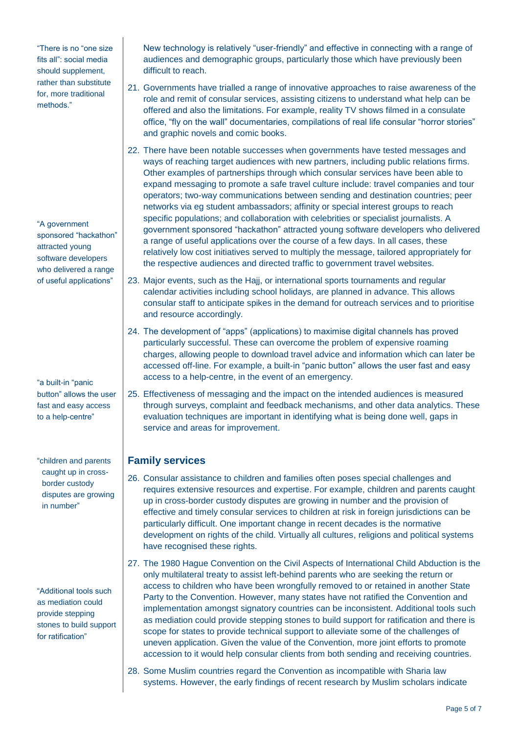New technology is relatively "user-friendly" and effective in connecting with a range of audiences and demographic groups, particularly those which have previously been difficult to reach.

> "There is no "one size fits all": social media should supplement, rather than substitute for, more traditional methods."

21. Governments have trialled a range of innovative approaches to raise awareness of the role and remit of consular services, assisting citizens to understand what help can be offered and also the limitations. For example, reality TV shows filmed in a consulate office, "fly on the wall" documentaries, compilations of real life consular "horror stories" and graphic novels and comic books.

22. There have been notable successes when governments have tested messages and ways of reaching target audiences with new partners, including public relations firms. Other examples of partnerships through which consular services have been able to expand messaging to promote a safe travel culture include: travel companies and tour operators; two-way communications between sending and destination countries; peer networks via eg student ambassadors; affinity or special interest groups to reach specific populations; and collaboration with celebrities or specialist journalists. A government sponsored "hackathon" attracted young software developers who delivered a range of useful applications over the course of a few days. In all cases, these relatively low cost initiatives served to multiply the message, tailored appropriately for the respective audiences and directed traffic to government travel websites.

> "A government sponsored "hackathon" attracted young software developers who delivered a range of useful applications"

23. Major events, such as the Hajj, or international sports tournaments and regular calendar activities including school holidays, are planned in advance. This allows consular staff to anticipate spikes in the demand for outreach services and to prioritise and resource accordingly.

24. The development of "apps" (applications) to maximise digital channels has proved particularly successful. These can overcome the problem of expensive roaming charges, allowing people to download travel advice and information which can later be accessed off-line. For example, a built-in "panic button" allows the user fast and easy access to a help-centre, in the event of an emergency.

> "a built-in "panic button" allows the user fast and easy access to a help-centre"

25. Effectiveness of messaging and the impact on the intended audiences is measured through surveys, complaint and feedback mechanisms, and other data analytics. These evaluation techniques are important in identifying what is being done well, gaps in service and areas for improvement.

## Family services

26. Consular assistance to children and families often poses special challenges and requires extensive resources and expertise. For example, children and parents caught up in cross-border custody disputes are growing in number and the provision of effective and timely consular services to children at risk in foreign jurisdictions can be particularly difficult. One important change in recent decades is the normative development on rights of the child. Virtually all cultures, religions and political systems have recognised these rights.

> "children and parents caught up in cross-border custody disputes are growing in number"

27. The 1980 Hague Convention on the Civil Aspects of International Child Abduction is the only multilateral treaty to assist left-behind parents who are seeking the return or access to children who have been wrongfully removed to or retained in another State Party to the Convention. However, many states have not ratified the Convention and implementation amongst signatory countries can be inconsistent. Additional tools such as mediation could provide stepping stones to build support for ratification and there is scope for states to provide technical support to alleviate some of the challenges of uneven application. Given the value of the Convention, more joint efforts to promote accession to it would help consular clients from both sending and receiving countries.

> "Additional tools such as mediation could provide stepping stones to build support for ratification"

28. Some Muslim countries regard the Convention as incompatible with Sharia law systems. However, the early findings of recent research by Muslim scholars indicate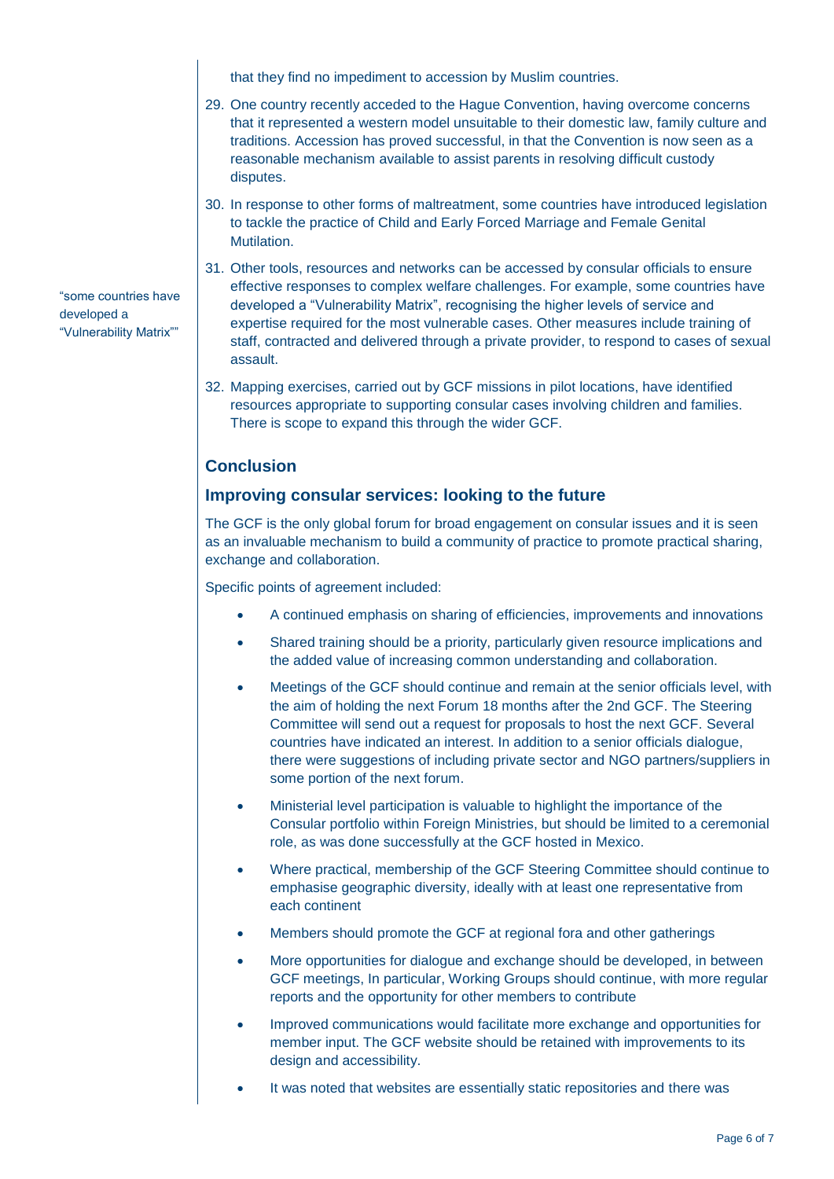that they find no impediment to accession by Muslim countries.

29. One country recently acceded to the Hague Convention, having overcome concerns that it represented a western model unsuitable to their domestic law, family culture and traditions. Accession has proved successful, in that the Convention is now seen as a reasonable mechanism available to assist parents in resolving difficult custody disputes.

30. In response to other forms of maltreatment, some countries have introduced legislation to tackle the practice of Child and Early Forced Marriage and Female Genital Mutilation.

"some countries have developed a "Vulnerability Matrix""

31. Other tools, resources and networks can be accessed by consular officials to ensure effective responses to complex welfare challenges. For example, some countries have developed a "Vulnerability Matrix", recognising the higher levels of service and expertise required for the most vulnerable cases. Other measures include training of staff, contracted and delivered through a private provider, to respond to cases of sexual assault.

32. Mapping exercises, carried out by GCF missions in pilot locations, have identified resources appropriate to supporting consular cases involving children and families. There is scope to expand this through the wider GCF.

## Conclusion

### Improving consular services: looking to the future

The GCF is the only global forum for broad engagement on consular issues and it is seen as an invaluable mechanism to build a community of practice to promote practical sharing, exchange and collaboration.

Specific points of agreement included:

- A continued emphasis on sharing of efficiencies, improvements and innovations
- Shared training should be a priority, particularly given resource implications and the added value of increasing common understanding and collaboration.
- Meetings of the GCF should continue and remain at the senior officials level, with the aim of holding the next Forum 18 months after the 2nd GCF. The Steering Committee will send out a request for proposals to host the next GCF. Several countries have indicated an interest. In addition to a senior officials dialogue, there were suggestions of including private sector and NGO partners/suppliers in some portion of the next forum.
- Ministerial level participation is valuable to highlight the importance of the Consular portfolio within Foreign Ministries, but should be limited to a ceremonial role, as was done successfully at the GCF hosted in Mexico.
- Where practical, membership of the GCF Steering Committee should continue to emphasise geographic diversity, ideally with at least one representative from each continent
- Members should promote the GCF at regional fora and other gatherings
- More opportunities for dialogue and exchange should be developed, in between GCF meetings, In particular, Working Groups should continue, with more regular reports and the opportunity for other members to contribute
- Improved communications would facilitate more exchange and opportunities for member input. The GCF website should be retained with improvements to its design and accessibility.
- It was noted that websites are essentially static repositories and there was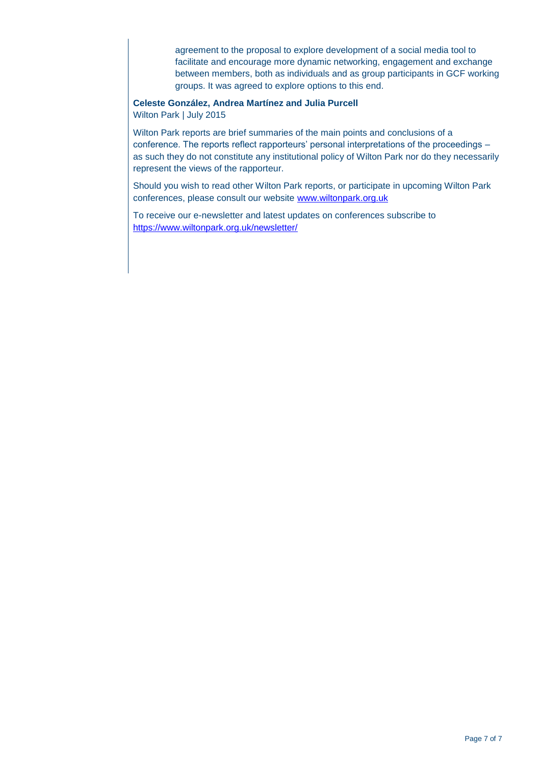agreement to the proposal to explore development of a social media tool to facilitate and encourage more dynamic networking, engagement and exchange between members, both as individuals and as group participants in GCF working groups. It was agreed to explore options to this end.

**Celeste González, Andrea Martínez and Julia Purcell**
Wilton Park | July 2015

Wilton Park reports are brief summaries of the main points and conclusions of a conference. The reports reflect rapporteurs' personal interpretations of the proceedings – as such they do not constitute any institutional policy of Wilton Park nor do they necessarily represent the views of the rapporteur.

Should you wish to read other Wilton Park reports, or participate in upcoming Wilton Park conferences, please consult our website [www.wiltonpark.org.uk](http://www.wiltonpark.org.uk)

To receive our e-newsletter and latest updates on conferences subscribe to [https://www.wiltonpark.org.uk/newsletter/](https://www.wiltonpark.org.uk/newsletter/)